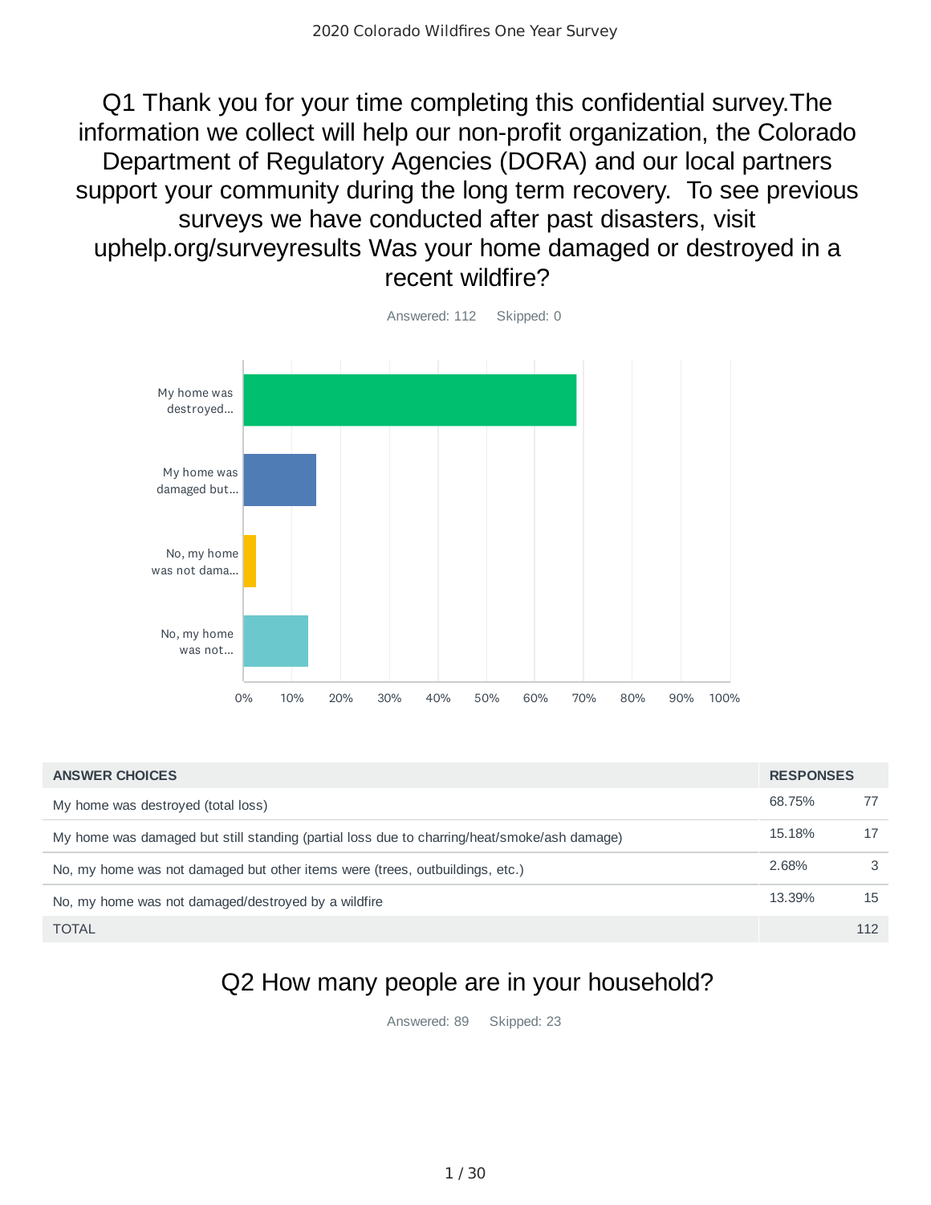## Q1 Thank you for your time completing this confidential survey.The information we collect will help our non-profit organization, the Colorado Department of Regulatory Agencies (DORA) and our local partners support your community during the long term recovery. To see previous surveys we have conducted after past disasters, visit uphelp.org/surveyresults Was your home damaged or destroyed in a recent wildfire?

Answered: 112 Skipped: 0

| ANSWER CHOICES | RESPONSES | |
|---|---|---|
| My home was destroyed (total loss) | 68.75% | 77 |
| My home was damaged but still standing (partial loss due to charring/heat/smoke/ash damage) | 15.18% | 17 |
| No, my home was not damaged but other items were (trees, outbuildings, etc.) | 2.68% | 3 |
| No, my home was not damaged/destroyed by a wildfire | 13.39% | 15 |
| TOTAL | | 112 |

## Q2 How many people are in your household?

Answered: 89 Skipped: 23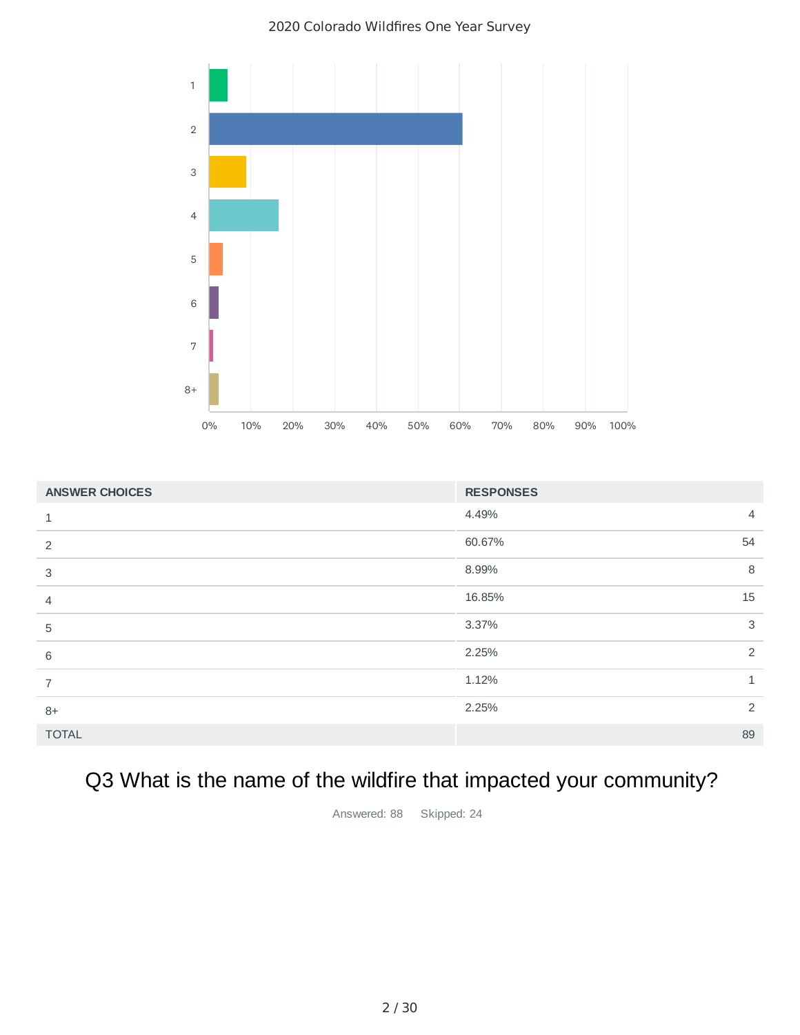2020 Colorado Wildfires One Year Survey

| ANSWER CHOICES | RESPONSES | |
|---|---|---|
| 1 | 4.49% | 4 |
| 2 | 60.67% | 54 |
| 3 | 8.99% | 8 |
| 4 | 16.85% | 15 |
| 5 | 3.37% | 3 |
| 6 | 2.25% | 2 |
| 7 | 1.12% | 1 |
| 8+ | 2.25% | 2 |
| TOTAL | | 89 |

## Q3 What is the name of the wildfire that impacted your community?

Answered: 88 Skipped: 24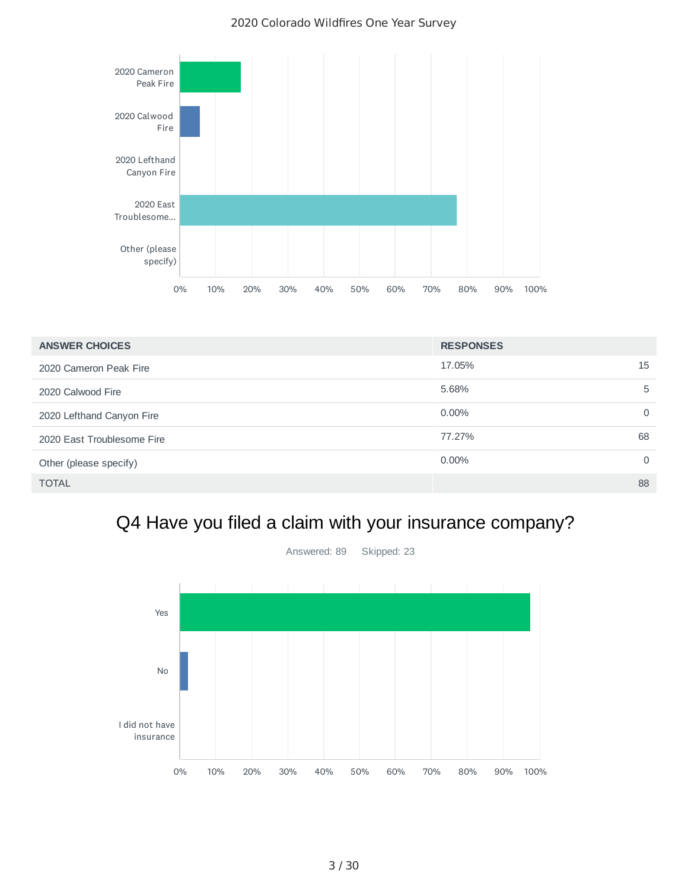| ANSWER CHOICES | RESPONSES | |
|---|---|---|
| 2020 Cameron Peak Fire | 17.05% | 15 |
| 2020 Calwood Fire | 5.68% | 5 |
| 2020 Lefthand Canyon Fire | 0.00% | 0 |
| 2020 East Troublesome Fire | 77.27% | 68 |
| Other (please specify) | 0.00% | 0 |
| TOTAL | | 88 |

## Q4 Have you filed a claim with your insurance company?

Answered: 89 Skipped: 23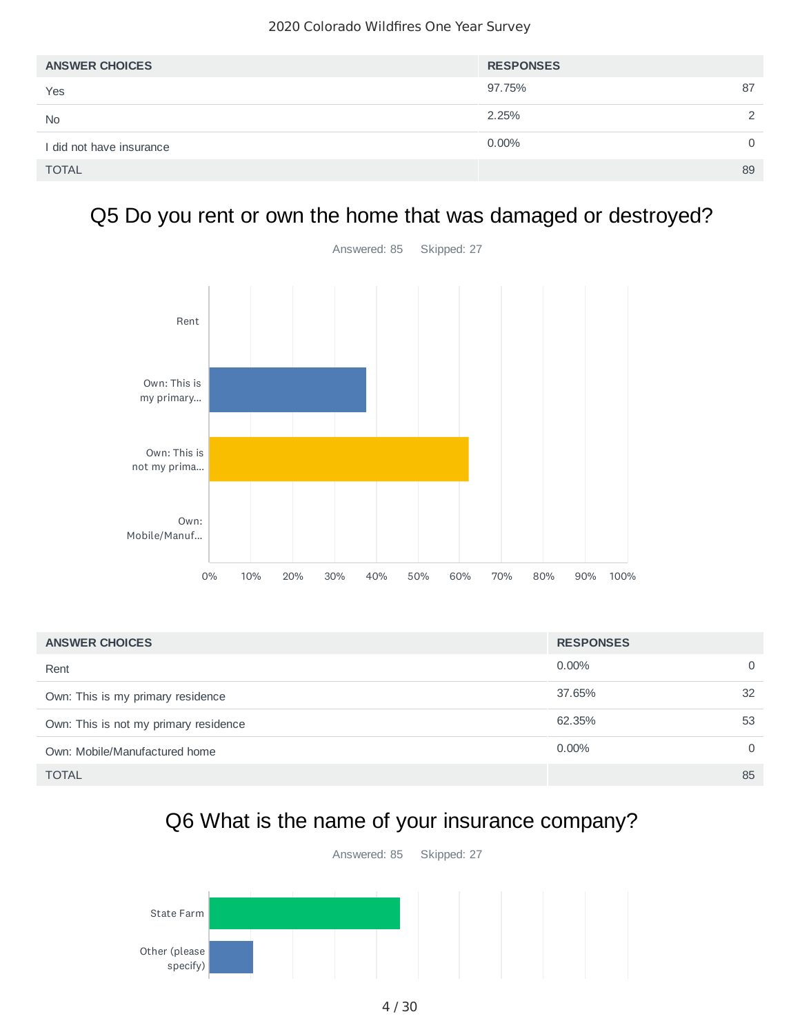| ANSWER CHOICES | RESPONSES | |
|---|---|---|
| Yes | 97.75% | 87 |
| No | 2.25% | 2 |
| I did not have insurance | 0.00% | 0 |
| TOTAL | | 89 |

## Q5 Do you rent or own the home that was damaged or destroyed?

Answered: 85    Skipped: 27

| ANSWER CHOICES | RESPONSES | |
|---|---|---|
| Rent | 0.00% | 0 |
| Own: This is my primary residence | 37.65% | 32 |
| Own: This is not my primary residence | 62.35% | 53 |
| Own: Mobile/Manufactured home | 0.00% | 0 |
| TOTAL | | 85 |

## Q6 What is the name of your insurance company?

Answered: 85    Skipped: 27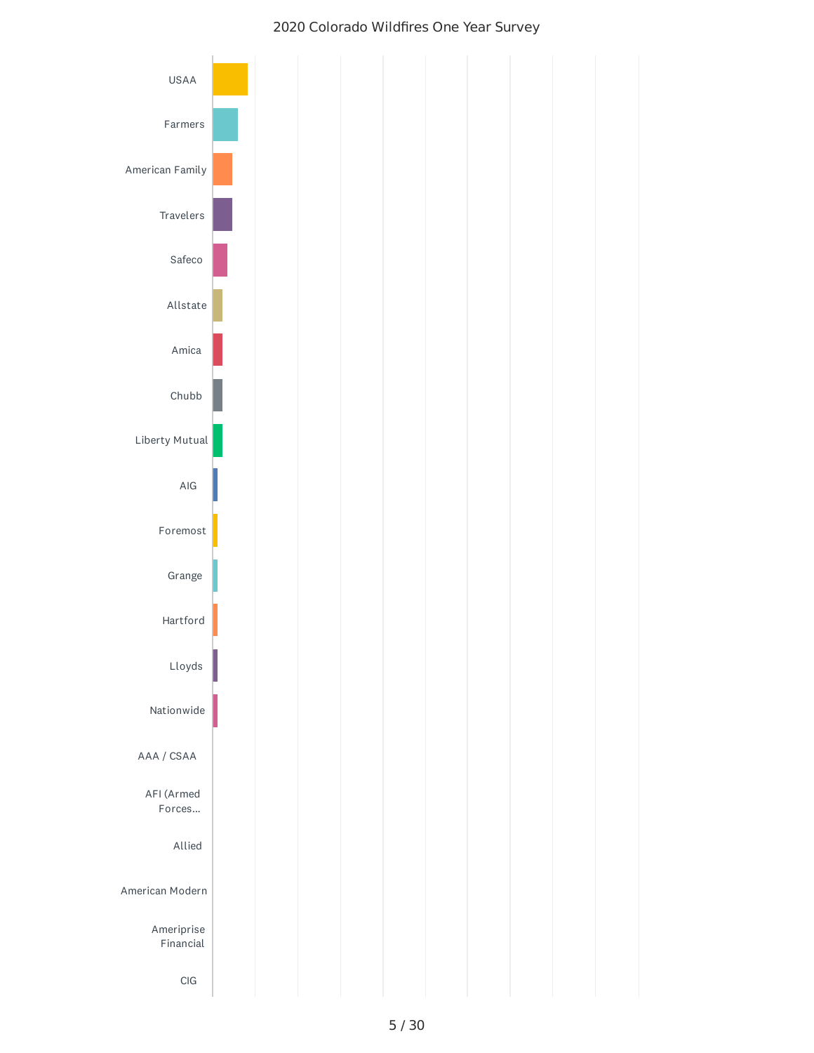2020 Colorado Wildfires One Year Survey

- USAA
- Farmers
- American Family
- Travelers
- Safeco
- Allstate
- Amica
- Chubb
- Liberty Mutual
- AIG
- Foremost
- Grange
- Hartford
- Lloyds
- Nationwide
- AAA / CSAA
- AFI (Armed Forces...
- Allied
- American Modern
- Ameriprise Financial
- CIG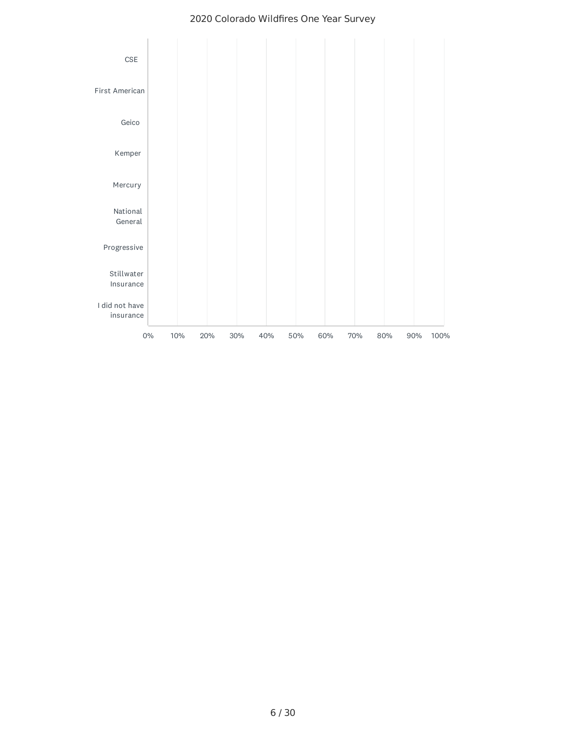CSE

First American

Geico

Kemper

Mercury

National General

Progressive

Stillwater Insurance

I did not have insurance

0% 10% 20% 30% 40% 50% 60% 70% 80% 90% 100%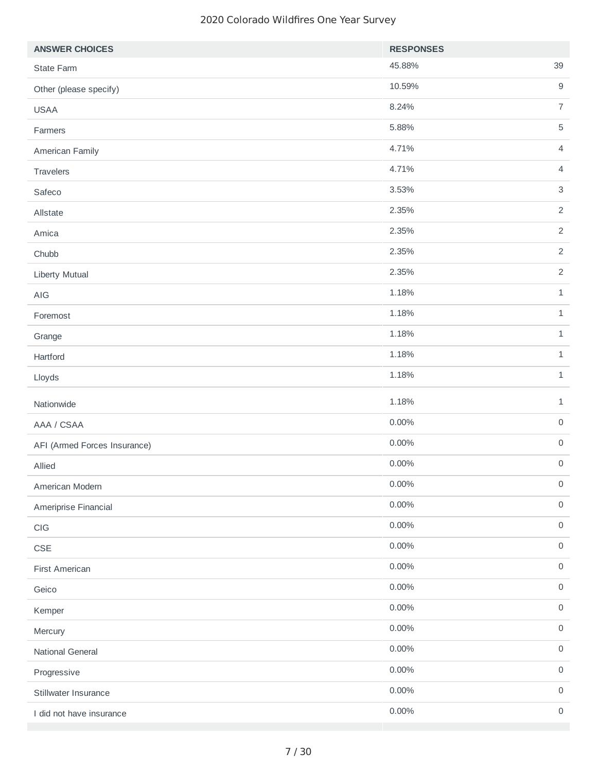| ANSWER CHOICES | RESPONSES | |
|---|---|---|
| State Farm | 45.88% | 39 |
| Other (please specify) | 10.59% | 9 |
| USAA | 8.24% | 7 |
| Farmers | 5.88% | 5 |
| American Family | 4.71% | 4 |
| Travelers | 4.71% | 4 |
| Safeco | 3.53% | 3 |
| Allstate | 2.35% | 2 |
| Amica | 2.35% | 2 |
| Chubb | 2.35% | 2 |
| Liberty Mutual | 2.35% | 2 |
| AIG | 1.18% | 1 |
| Foremost | 1.18% | 1 |
| Grange | 1.18% | 1 |
| Hartford | 1.18% | 1 |
| Lloyds | 1.18% | 1 |
| Nationwide | 1.18% | 1 |
| AAA / CSAA | 0.00% | 0 |
| AFI (Armed Forces Insurance) | 0.00% | 0 |
| Allied | 0.00% | 0 |
| American Modern | 0.00% | 0 |
| Ameriprise Financial | 0.00% | 0 |
| CIG | 0.00% | 0 |
| CSE | 0.00% | 0 |
| First American | 0.00% | 0 |
| Geico | 0.00% | 0 |
| Kemper | 0.00% | 0 |
| Mercury | 0.00% | 0 |
| National General | 0.00% | 0 |
| Progressive | 0.00% | 0 |
| Stillwater Insurance | 0.00% | 0 |
| I did not have insurance | 0.00% | 0 |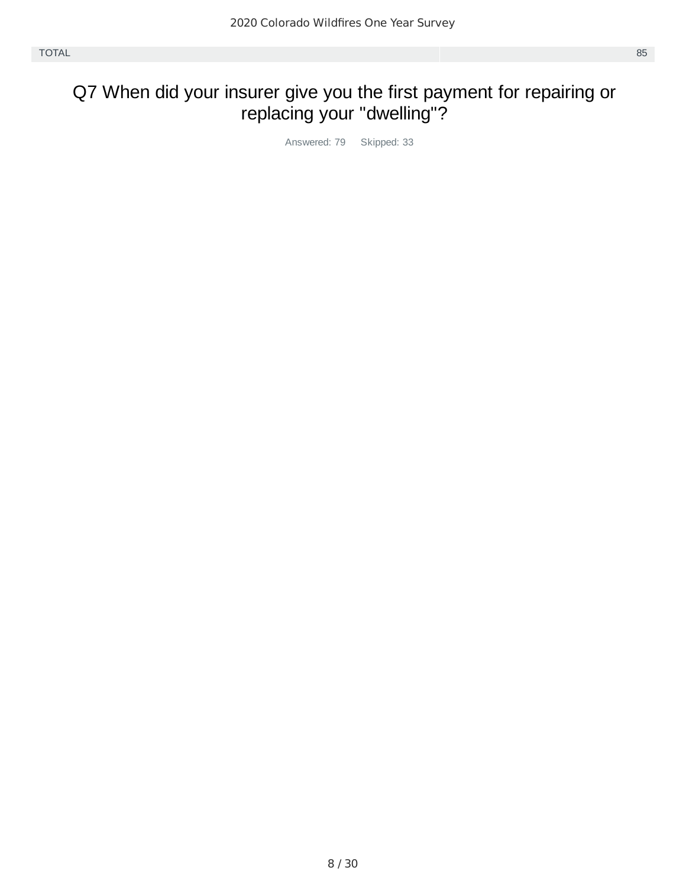| TOTAL | 85 |
| --- | --- |

## Q7 When did your insurer give you the first payment for repairing or replacing your "dwelling"?

Answered: 79 Skipped: 33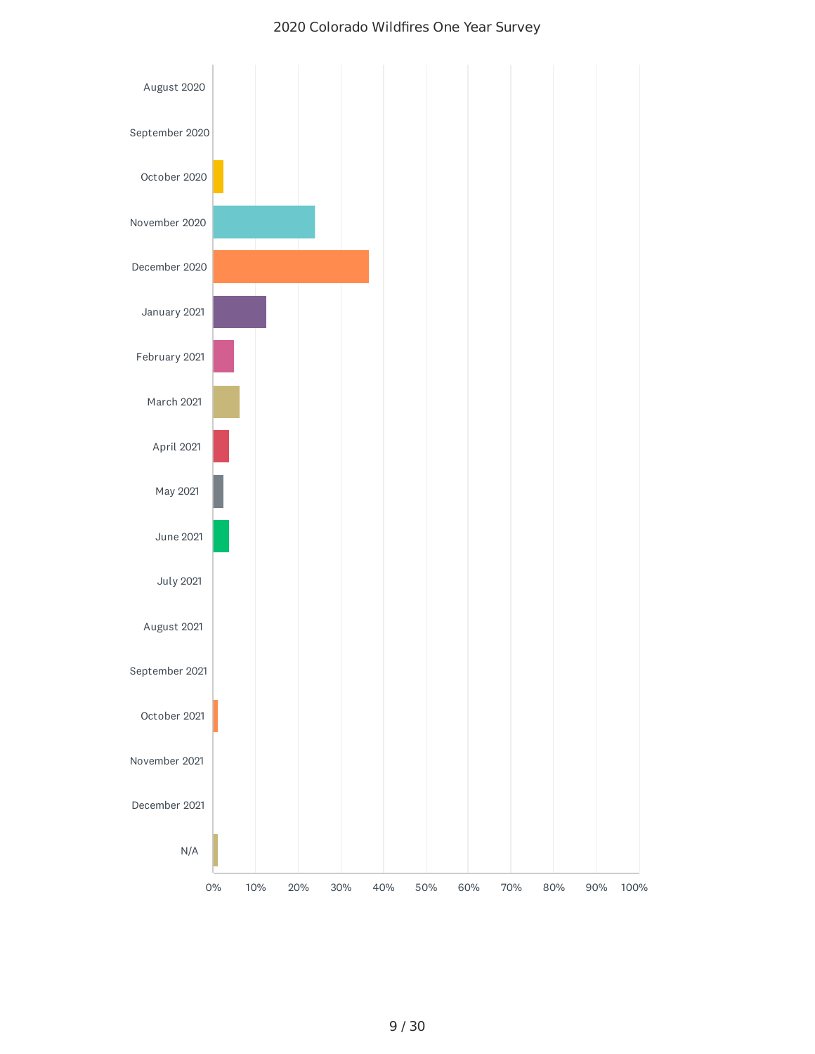2020 Colorado Wildfires One Year Survey

August 2020

September 2020

October 2020

November 2020

December 2020

January 2021

February 2021

March 2021

April 2021

May 2021

June 2021

July 2021

August 2021

September 2021

October 2021

November 2021

December 2021

N/A

0% 10% 20% 30% 40% 50% 60% 70% 80% 90% 100%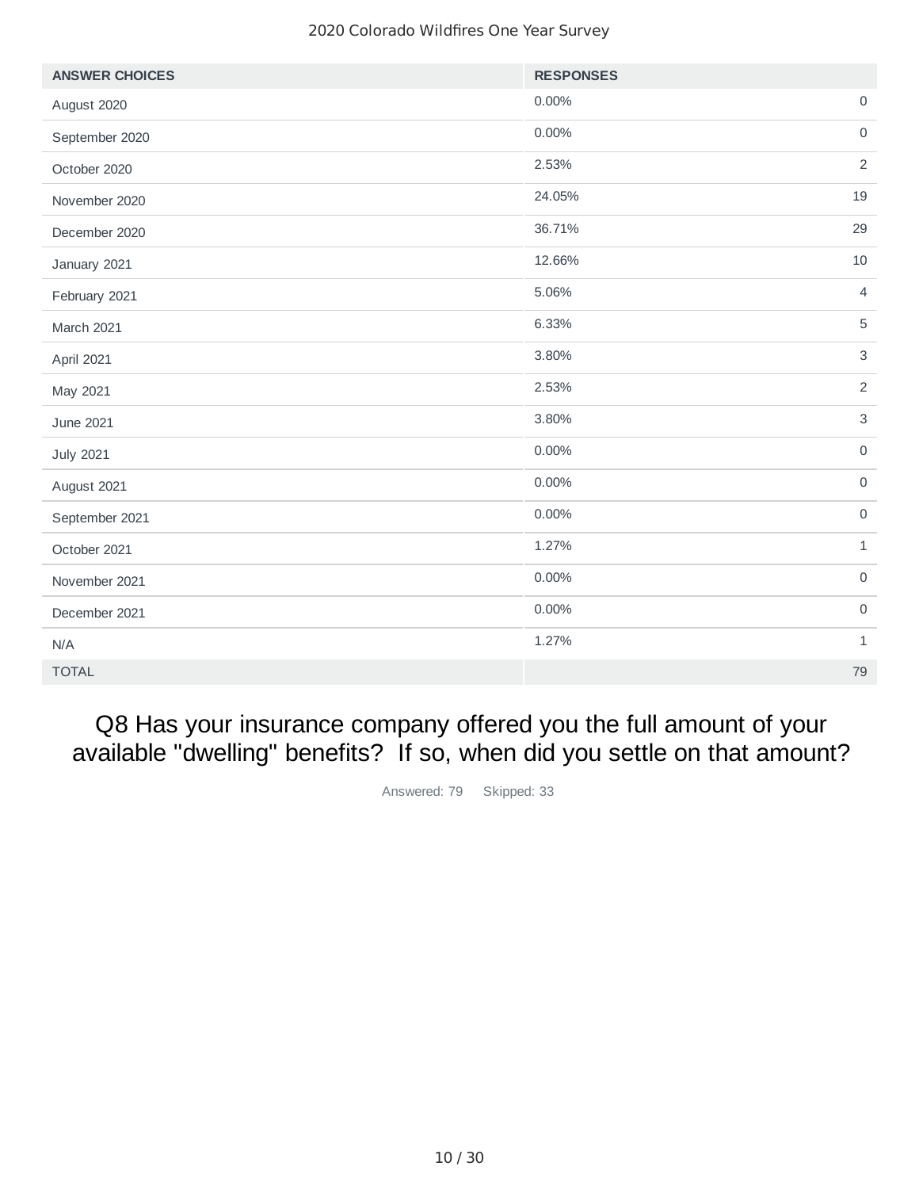| ANSWER CHOICES | RESPONSES | |
|---|---|---|
| August 2020 | 0.00% | 0 |
| September 2020 | 0.00% | 0 |
| October 2020 | 2.53% | 2 |
| November 2020 | 24.05% | 19 |
| December 2020 | 36.71% | 29 |
| January 2021 | 12.66% | 10 |
| February 2021 | 5.06% | 4 |
| March 2021 | 6.33% | 5 |
| April 2021 | 3.80% | 3 |
| May 2021 | 2.53% | 2 |
| June 2021 | 3.80% | 3 |
| July 2021 | 0.00% | 0 |
| August 2021 | 0.00% | 0 |
| September 2021 | 0.00% | 0 |
| October 2021 | 1.27% | 1 |
| November 2021 | 0.00% | 0 |
| December 2021 | 0.00% | 0 |
| N/A | 1.27% | 1 |
| TOTAL | | 79 |

## Q8 Has your insurance company offered you the full amount of your available "dwelling" benefits? If so, when did you settle on that amount?

Answered: 79 Skipped: 33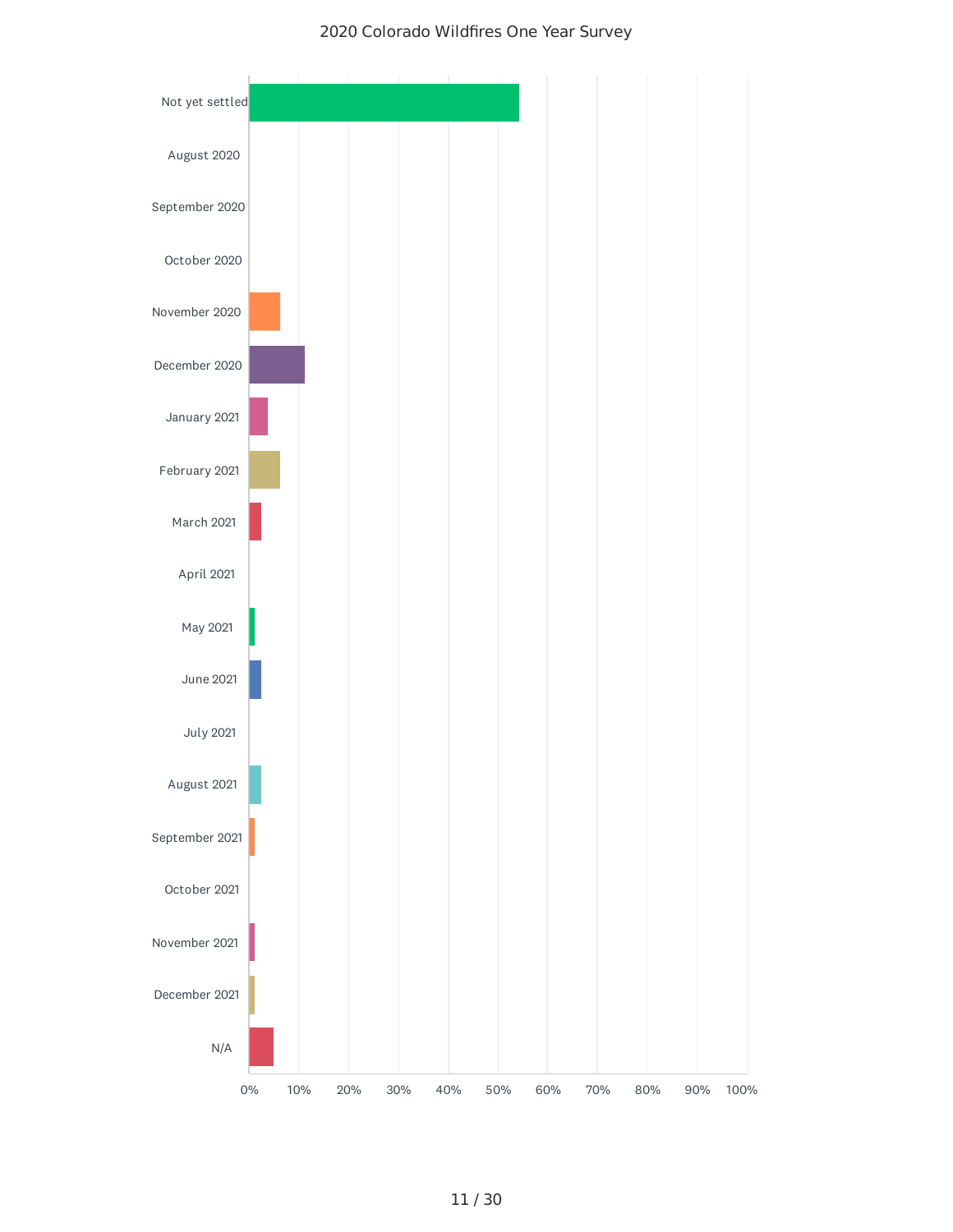2020 Colorado Wildfires One Year Survey

- Not yet settled
- August 2020
- September 2020
- October 2020
- November 2020
- December 2020
- January 2021
- February 2021
- March 2021
- April 2021
- May 2021
- June 2021
- July 2021
- August 2021
- September 2021
- October 2021
- November 2021
- December 2021
- N/A

0% 10% 20% 30% 40% 50% 60% 70% 80% 90% 100%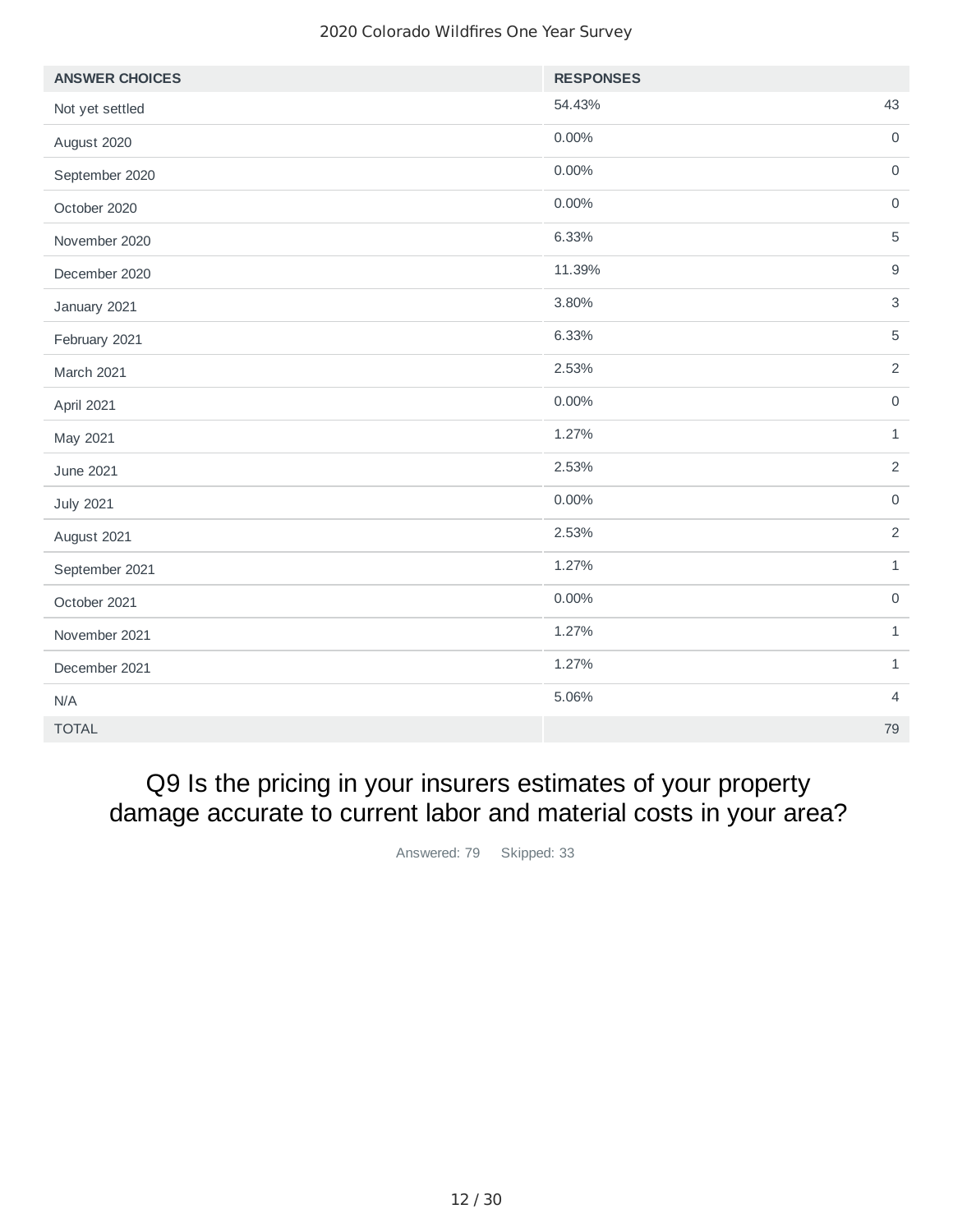| ANSWER CHOICES | RESPONSES | |
|---|---|---|
| Not yet settled | 54.43% | 43 |
| August 2020 | 0.00% | 0 |
| September 2020 | 0.00% | 0 |
| October 2020 | 0.00% | 0 |
| November 2020 | 6.33% | 5 |
| December 2020 | 11.39% | 9 |
| January 2021 | 3.80% | 3 |
| February 2021 | 6.33% | 5 |
| March 2021 | 2.53% | 2 |
| April 2021 | 0.00% | 0 |
| May 2021 | 1.27% | 1 |
| June 2021 | 2.53% | 2 |
| July 2021 | 0.00% | 0 |
| August 2021 | 2.53% | 2 |
| September 2021 | 1.27% | 1 |
| October 2021 | 0.00% | 0 |
| November 2021 | 1.27% | 1 |
| December 2021 | 1.27% | 1 |
| N/A | 5.06% | 4 |
| TOTAL | | 79 |

## Q9 Is the pricing in your insurers estimates of your property damage accurate to current labor and material costs in your area?

Answered: 79 Skipped: 33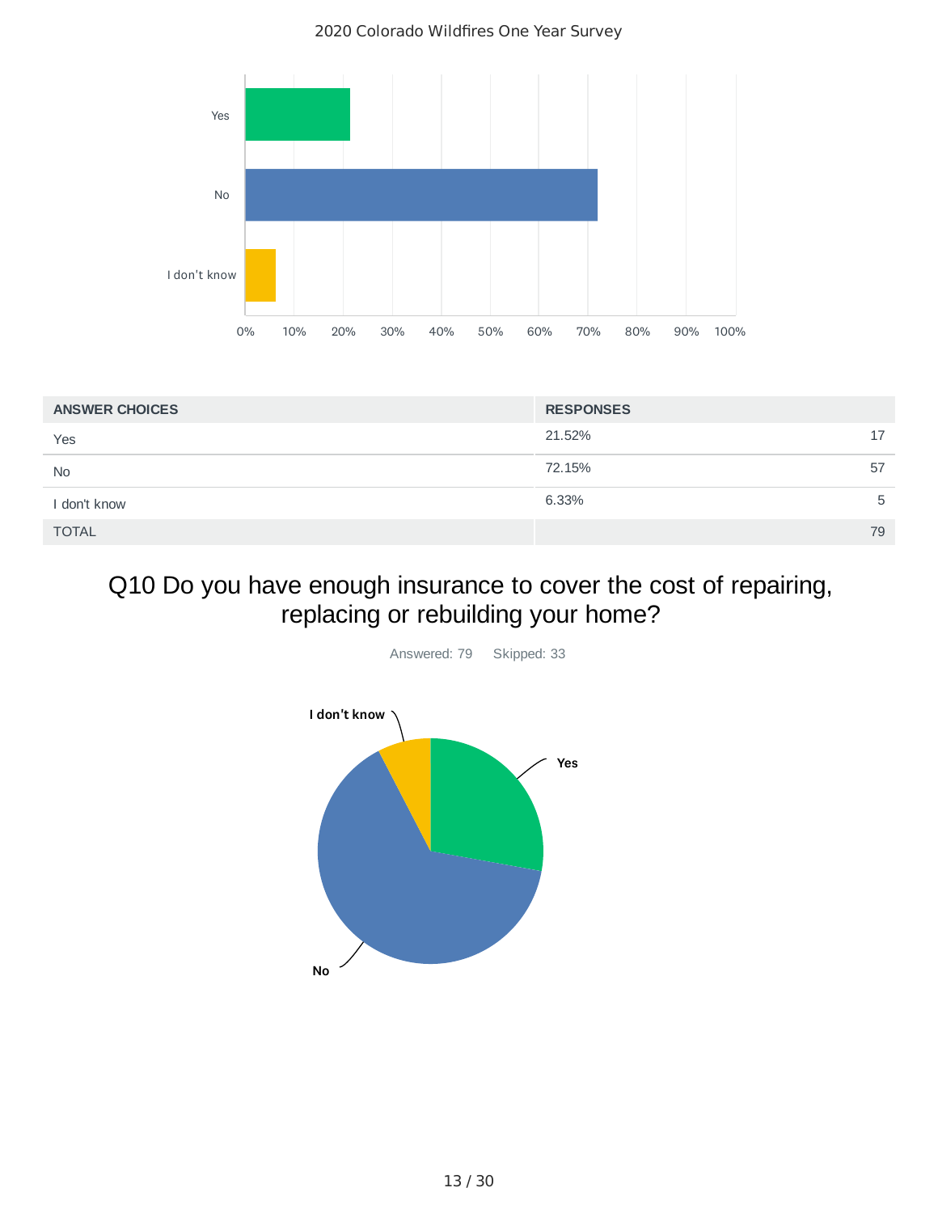| ANSWER CHOICES | RESPONSES | |
|---|---|---|
| Yes | 21.52% | 17 |
| No | 72.15% | 57 |
| I don't know | 6.33% | 5 |
| TOTAL | | 79 |

## Q10 Do you have enough insurance to cover the cost of repairing, replacing or rebuilding your home?

Answered: 79 Skipped: 33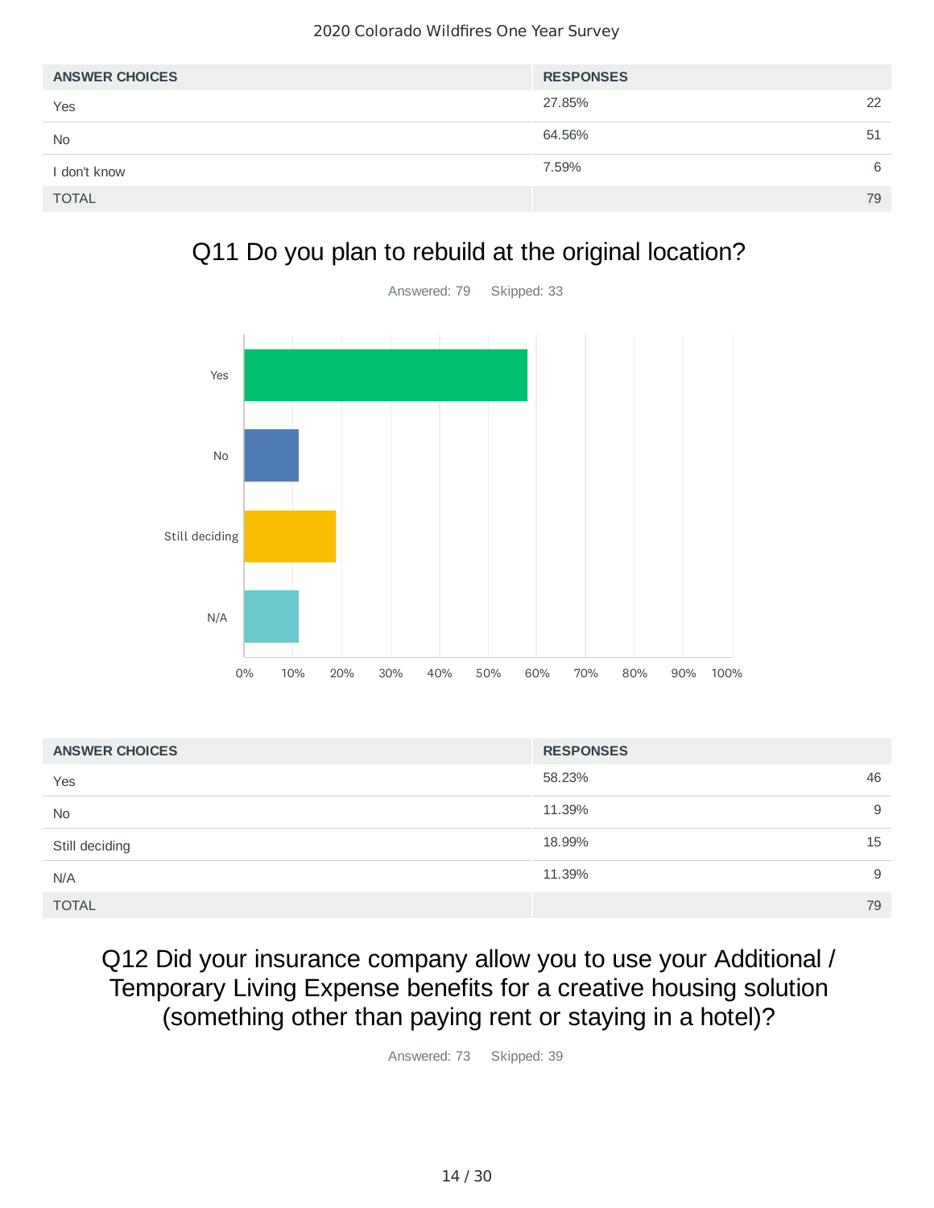| ANSWER CHOICES | RESPONSES | |
|---|---|---|
| Yes | 27.85% | 22 |
| No | 64.56% | 51 |
| I don't know | 7.59% | 6 |
| TOTAL | | 79 |

## Q11 Do you plan to rebuild at the original location?

Answered: 79 Skipped: 33

| ANSWER CHOICES | RESPONSES | |
|---|---|---|
| Yes | 58.23% | 46 |
| No | 11.39% | 9 |
| Still deciding | 18.99% | 15 |
| N/A | 11.39% | 9 |
| TOTAL | | 79 |

## Q12 Did your insurance company allow you to use your Additional / Temporary Living Expense benefits for a creative housing solution (something other than paying rent or staying in a hotel)?

Answered: 73 Skipped: 39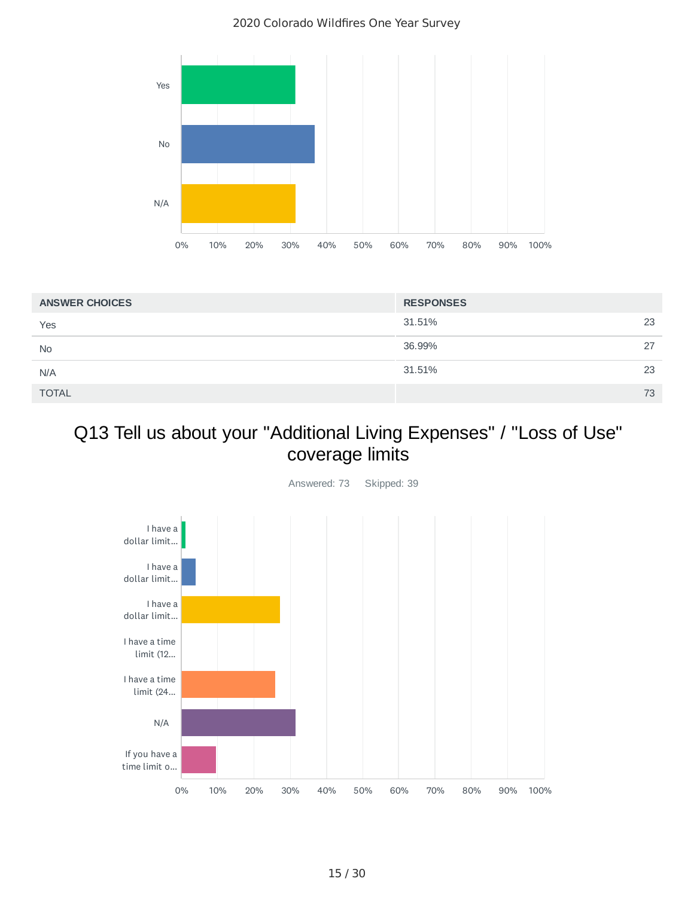| ANSWER CHOICES | RESPONSES | |
|---|---|---|
| Yes | 31.51% | 23 |
| No | 36.99% | 27 |
| N/A | 31.51% | 23 |
| TOTAL | | 73 |

## Q13 Tell us about your "Additional Living Expenses" / "Loss of Use" coverage limits

Answered: 73 Skipped: 39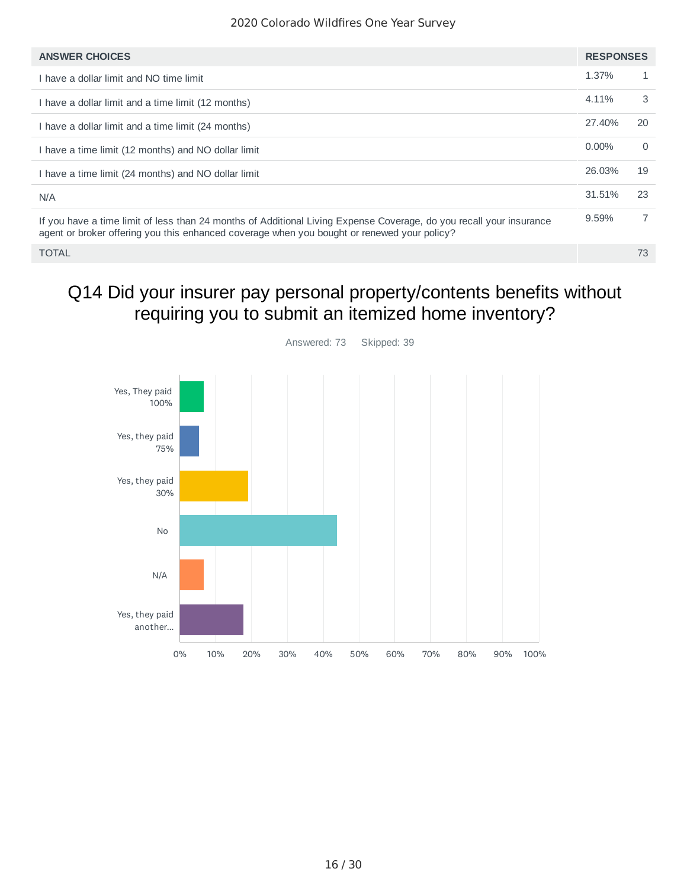| ANSWER CHOICES | RESPONSES | |
|---|---|---|
| I have a dollar limit and NO time limit | 1.37% | 1 |
| I have a dollar limit and a time limit (12 months) | 4.11% | 3 |
| I have a dollar limit and a time limit (24 months) | 27.40% | 20 |
| I have a time limit (12 months) and NO dollar limit | 0.00% | 0 |
| I have a time limit (24 months) and NO dollar limit | 26.03% | 19 |
| N/A | 31.51% | 23 |
| If you have a time limit of less than 24 months of Additional Living Expense Coverage, do you recall your insurance agent or broker offering you this enhanced coverage when you bought or renewed your policy? | 9.59% | 7 |
| TOTAL | | 73 |

## Q14 Did your insurer pay personal property/contents benefits without requiring you to submit an itemized home inventory?

Answered: 73 Skipped: 39

Yes, They paid 100%

Yes, they paid 75%

Yes, they paid 30%

No

N/A

Yes, they paid another...

0% 10% 20% 30% 40% 50% 60% 70% 80% 90% 100%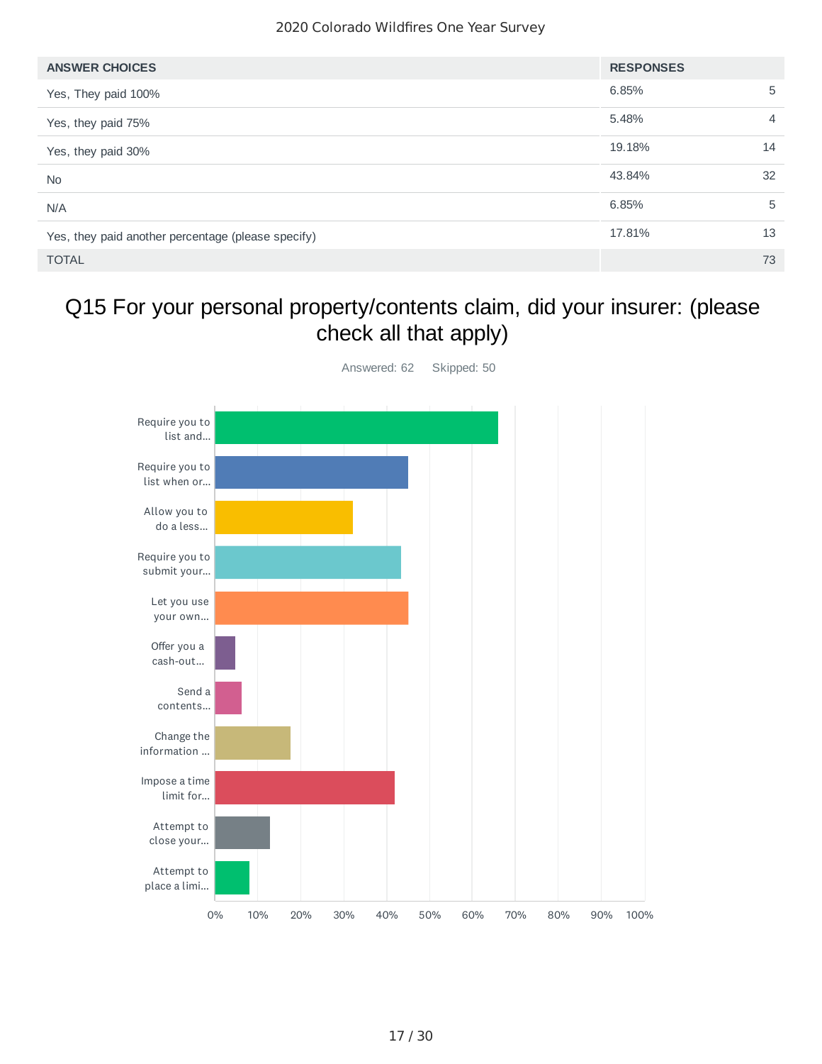| ANSWER CHOICES | RESPONSES | |
|---|---|---|
| Yes, They paid 100% | 6.85% | 5 |
| Yes, they paid 75% | 5.48% | 4 |
| Yes, they paid 30% | 19.18% | 14 |
| No | 43.84% | 32 |
| N/A | 6.85% | 5 |
| Yes, they paid another percentage (please specify) | 17.81% | 13 |
| TOTAL | | 73 |

## Q15 For your personal property/contents claim, did your insurer: (please check all that apply)

Answered: 62 Skipped: 50

| Answer choice | Approx. % |
|---|---|
| Require you to list and... | ~66% |
| Require you to list when or... | ~45% |
| Allow you to do a less... | ~32% |
| Require you to submit your... | ~43% |
| Let you use your own... | ~45% |
| Offer you a cash-out... | ~5% |
| Send a contents... | ~6% |
| Change the information ... | ~18% |
| Impose a time limit for... | ~42% |
| Attempt to close your... | ~13% |
| Attempt to place a limi... | ~8% |

Axis: 0%, 10%, 20%, 30%, 40%, 50%, 60%, 70%, 80%, 90%, 100%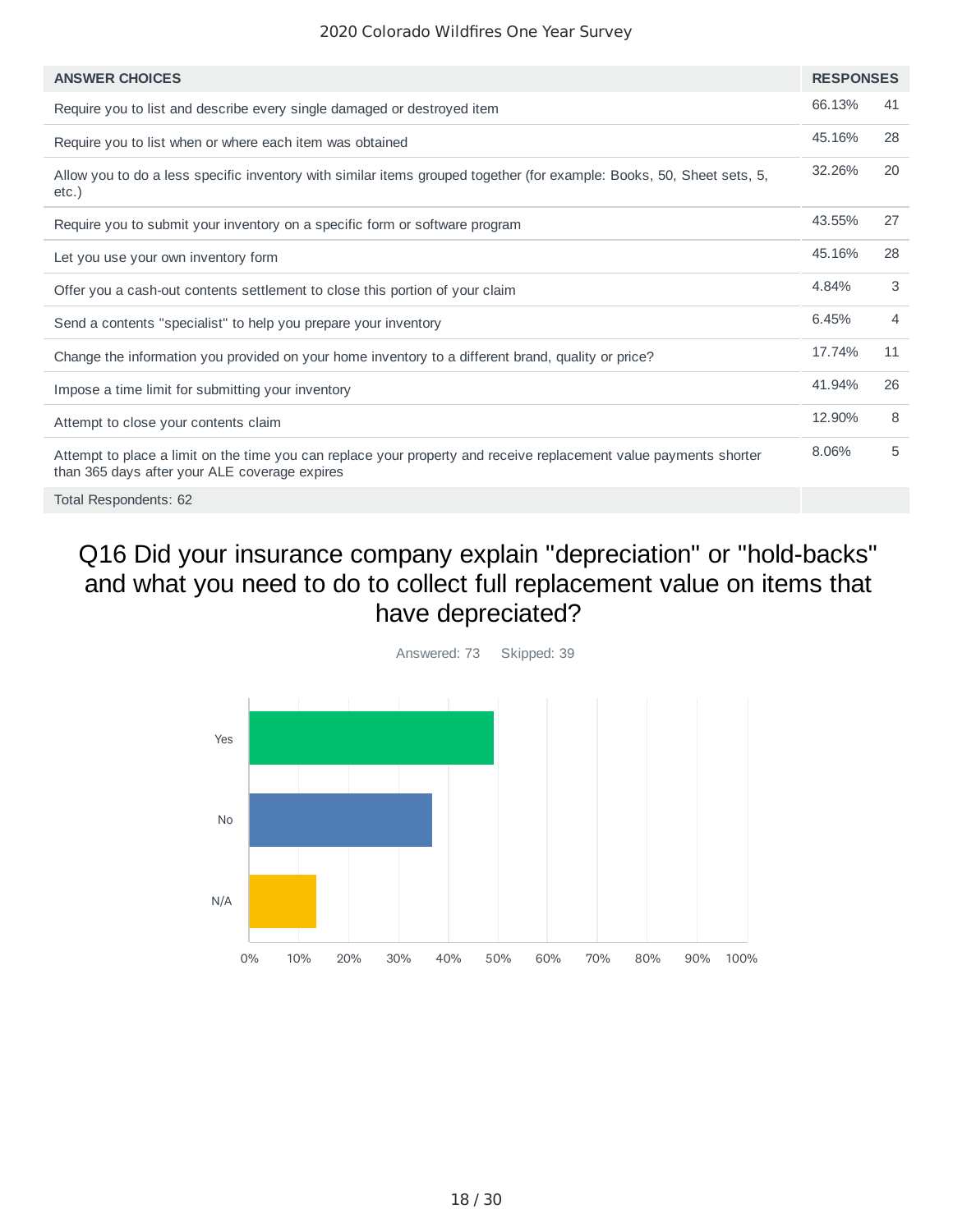| ANSWER CHOICES | RESPONSES | |
|---|---|---|
| Require you to list and describe every single damaged or destroyed item | 66.13% | 41 |
| Require you to list when or where each item was obtained | 45.16% | 28 |
| Allow you to do a less specific inventory with similar items grouped together (for example: Books, 50, Sheet sets, 5, etc.) | 32.26% | 20 |
| Require you to submit your inventory on a specific form or software program | 43.55% | 27 |
| Let you use your own inventory form | 45.16% | 28 |
| Offer you a cash-out contents settlement to close this portion of your claim | 4.84% | 3 |
| Send a contents "specialist" to help you prepare your inventory | 6.45% | 4 |
| Change the information you provided on your home inventory to a different brand, quality or price? | 17.74% | 11 |
| Impose a time limit for submitting your inventory | 41.94% | 26 |
| Attempt to close your contents claim | 12.90% | 8 |
| Attempt to place a limit on the time you can replace your property and receive replacement value payments shorter than 365 days after your ALE coverage expires | 8.06% | 5 |
| Total Respondents: 62 | | |

## Q16 Did your insurance company explain "depreciation" or "hold-backs" and what you need to do to collect full replacement value on items that have depreciated?

Answered: 73 Skipped: 39

| Answer | Approx. % |
|---|---|
| Yes | ~49% |
| No | ~37% |
| N/A | ~14% |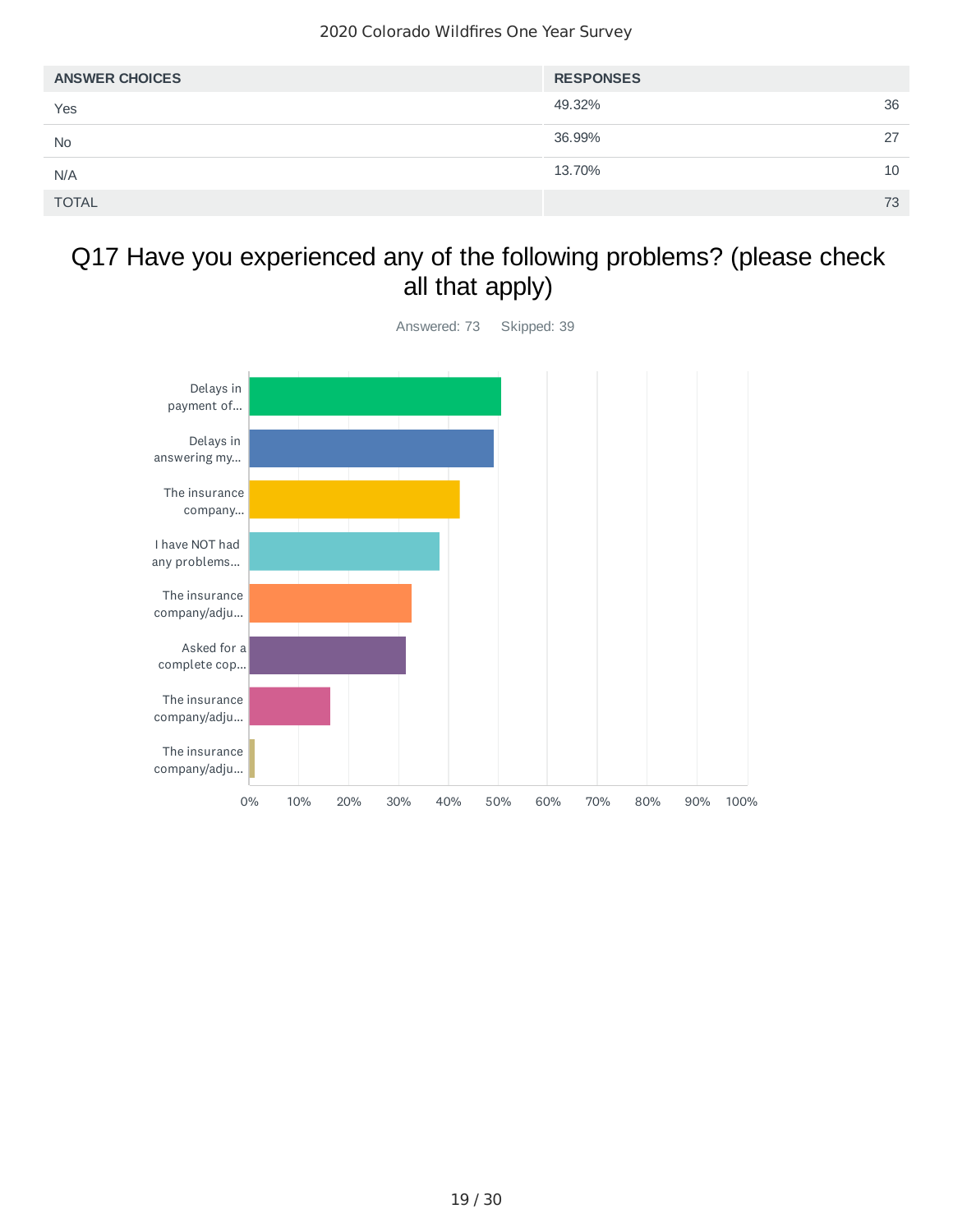| ANSWER CHOICES | RESPONSES | |
|---|---|---|
| Yes | 49.32% | 36 |
| No | 36.99% | 27 |
| N/A | 13.70% | 10 |
| TOTAL | | 73 |

## Q17 Have you experienced any of the following problems? (please check all that apply)

Answered: 73 Skipped: 39

Delays in payment of...

Delays in answering my...

The insurance company...

I have NOT had any problems...

The insurance company/adju...

Asked for a complete cop...

The insurance company/adju...

The insurance company/adju...

0% 10% 20% 30% 40% 50% 60% 70% 80% 90% 100%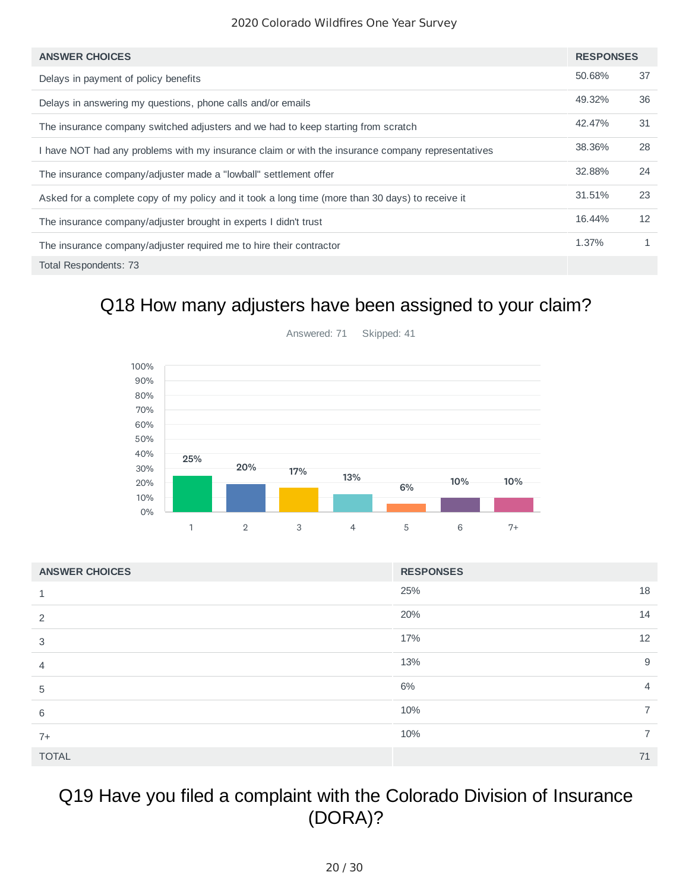| ANSWER CHOICES | RESPONSES | |
|---|---|---|
| Delays in payment of policy benefits | 50.68% | 37 |
| Delays in answering my questions, phone calls and/or emails | 49.32% | 36 |
| The insurance company switched adjusters and we had to keep starting from scratch | 42.47% | 31 |
| I have NOT had any problems with my insurance claim or with the insurance company representatives | 38.36% | 28 |
| The insurance company/adjuster made a "lowball" settlement offer | 32.88% | 24 |
| Asked for a complete copy of my policy and it took a long time (more than 30 days) to receive it | 31.51% | 23 |
| The insurance company/adjuster brought in experts I didn't trust | 16.44% | 12 |
| The insurance company/adjuster required me to hire their contractor | 1.37% | 1 |
| Total Respondents: 73 | | |

## Q18 How many adjusters have been assigned to your claim?

Answered: 71 Skipped: 41

| ANSWER CHOICES | RESPONSES | |
|---|---|---|
| 1 | 25% | 18 |
| 2 | 20% | 14 |
| 3 | 17% | 12 |
| 4 | 13% | 9 |
| 5 | 6% | 4 |
| 6 | 10% | 7 |
| 7+ | 10% | 7 |
| TOTAL | | 71 |

## Q19 Have you filed a complaint with the Colorado Division of Insurance (DORA)?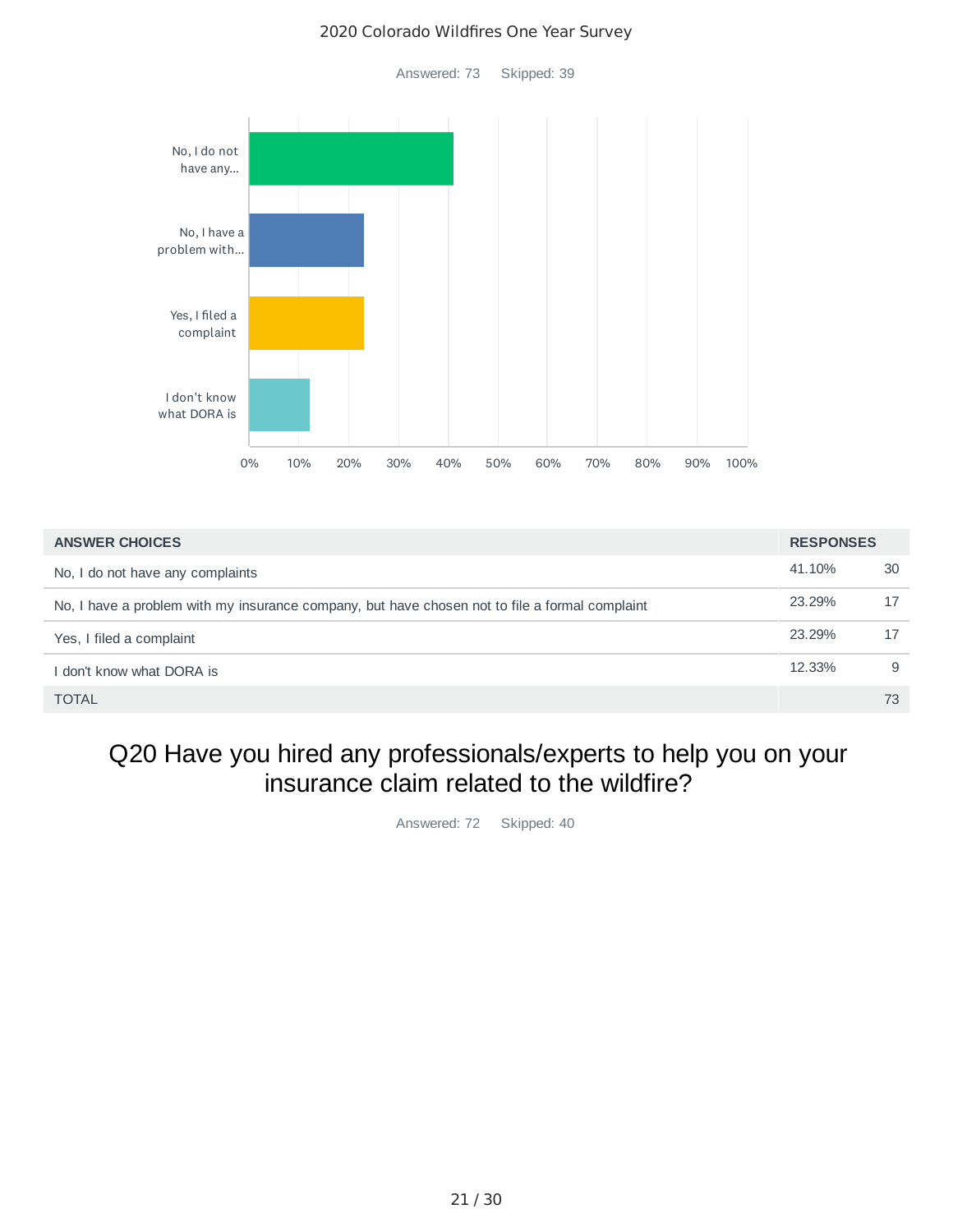2020 Colorado Wildfires One Year Survey

Answered: 73    Skipped: 39

| ANSWER CHOICES | RESPONSES | |
|---|---|---|
| No, I do not have any complaints | 41.10% | 30 |
| No, I have a problem with my insurance company, but have chosen not to file a formal complaint | 23.29% | 17 |
| Yes, I filed a complaint | 23.29% | 17 |
| I don't know what DORA is | 12.33% | 9 |
| TOTAL | | 73 |

## Q20 Have you hired any professionals/experts to help you on your insurance claim related to the wildfire?

Answered: 72    Skipped: 40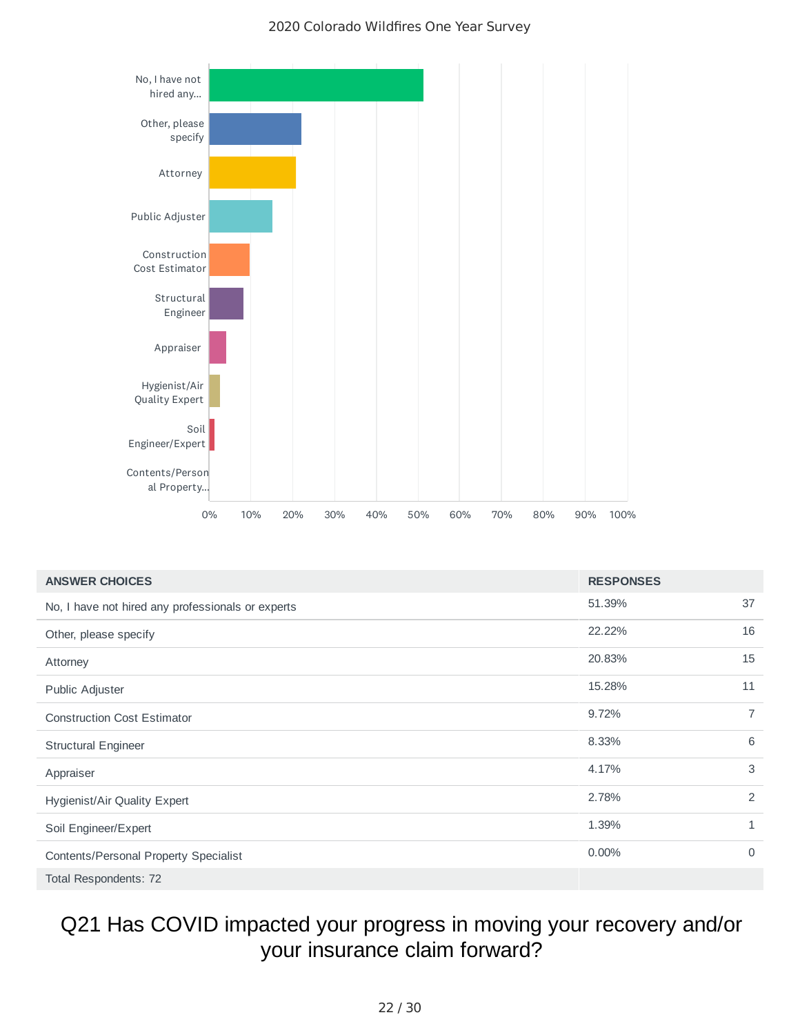2020 Colorado Wildfires One Year Survey

| ANSWER CHOICES | RESPONSES | |
|---|---|---|
| No, I have not hired any professionals or experts | 51.39% | 37 |
| Other, please specify | 22.22% | 16 |
| Attorney | 20.83% | 15 |
| Public Adjuster | 15.28% | 11 |
| Construction Cost Estimator | 9.72% | 7 |
| Structural Engineer | 8.33% | 6 |
| Appraiser | 4.17% | 3 |
| Hygienist/Air Quality Expert | 2.78% | 2 |
| Soil Engineer/Expert | 1.39% | 1 |
| Contents/Personal Property Specialist | 0.00% | 0 |
| Total Respondents: 72 | | |

## Q21 Has COVID impacted your progress in moving your recovery and/or your insurance claim forward?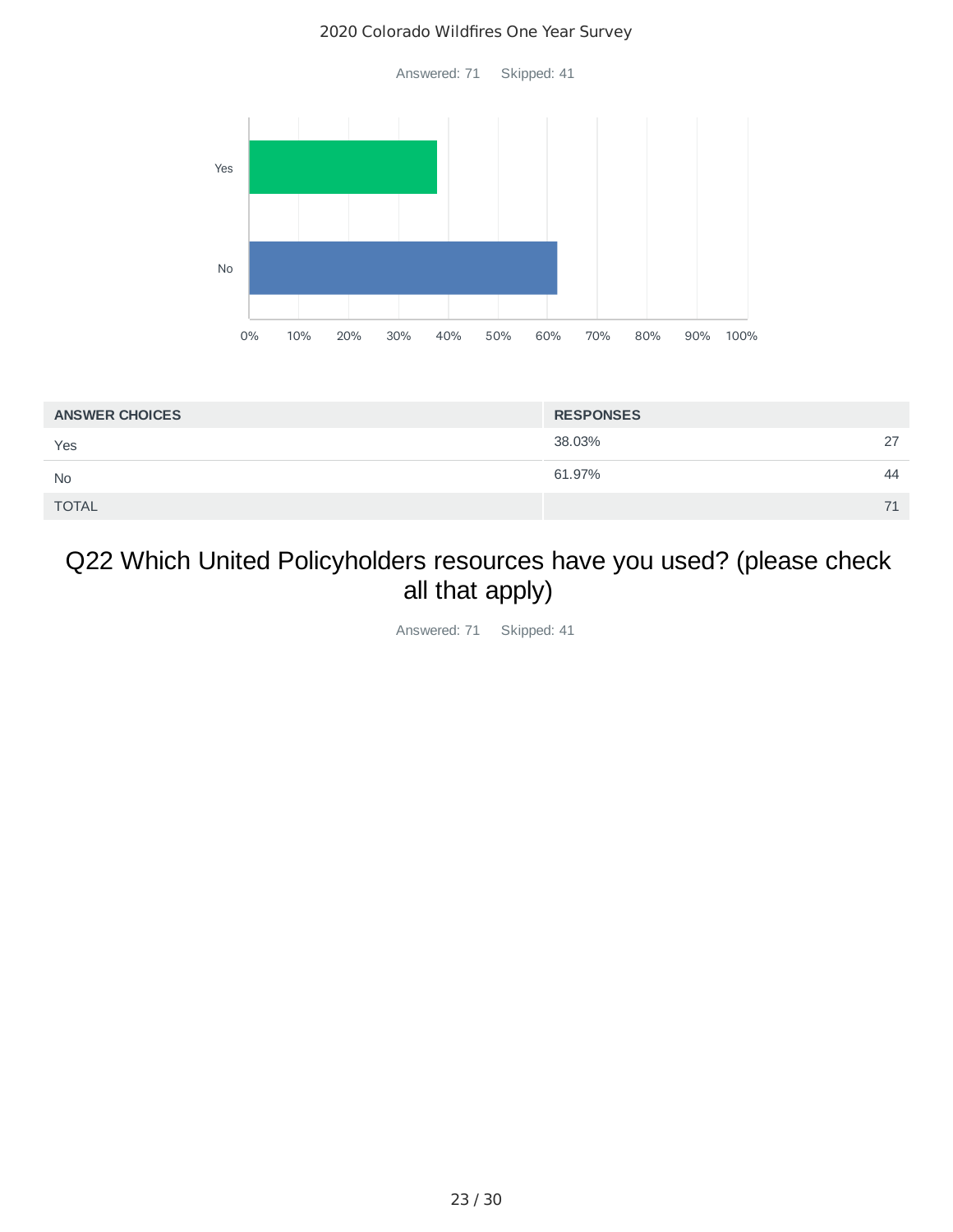Answered: 71    Skipped: 41

| ANSWER CHOICES | RESPONSES | |
|---|---|---|
| Yes | 38.03% | 27 |
| No | 61.97% | 44 |
| TOTAL | | 71 |

## Q22 Which United Policyholders resources have you used? (please check all that apply)

Answered: 71    Skipped: 41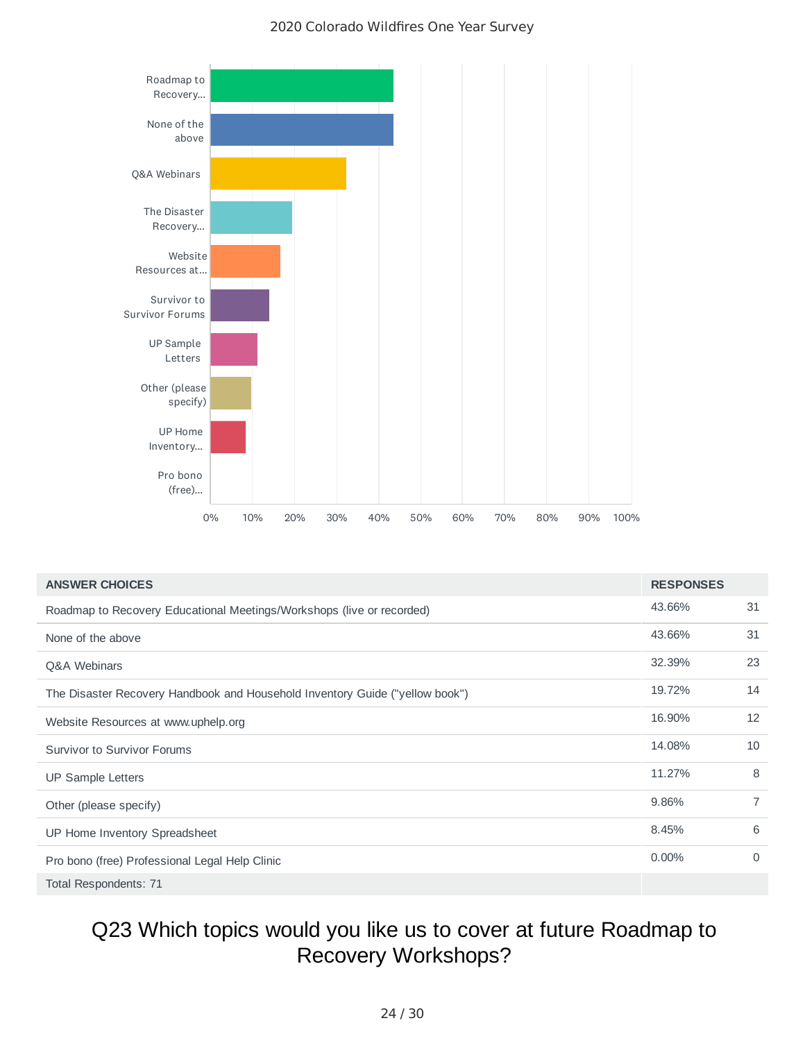2020 Colorado Wildfires One Year Survey

| ANSWER CHOICES | RESPONSES | |
|---|---|---|
| Roadmap to Recovery Educational Meetings/Workshops (live or recorded) | 43.66% | 31 |
| None of the above | 43.66% | 31 |
| Q&A Webinars | 32.39% | 23 |
| The Disaster Recovery Handbook and Household Inventory Guide ("yellow book") | 19.72% | 14 |
| Website Resources at www.uphelp.org | 16.90% | 12 |
| Survivor to Survivor Forums | 14.08% | 10 |
| UP Sample Letters | 11.27% | 8 |
| Other (please specify) | 9.86% | 7 |
| UP Home Inventory Spreadsheet | 8.45% | 6 |
| Pro bono (free) Professional Legal Help Clinic | 0.00% | 0 |
| Total Respondents: 71 | | |

# Q23 Which topics would you like us to cover at future Roadmap to Recovery Workshops?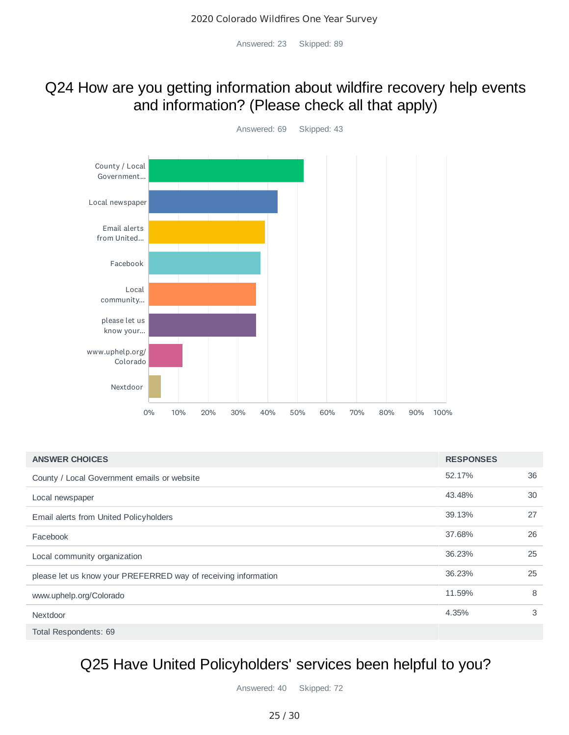Answered: 23 Skipped: 89

## Q24 How are you getting information about wildfire recovery help events and information? (Please check all that apply)

Answered: 69 Skipped: 43

| ANSWER CHOICES | RESPONSES | |
|---|---|---|
| County / Local Government emails or website | 52.17% | 36 |
| Local newspaper | 43.48% | 30 |
| Email alerts from United Policyholders | 39.13% | 27 |
| Facebook | 37.68% | 26 |
| Local community organization | 36.23% | 25 |
| please let us know your PREFERRED way of receiving information | 36.23% | 25 |
| www.uphelp.org/Colorado | 11.59% | 8 |
| Nextdoor | 4.35% | 3 |
| Total Respondents: 69 | | |

## Q25 Have United Policyholders' services been helpful to you?

Answered: 40 Skipped: 72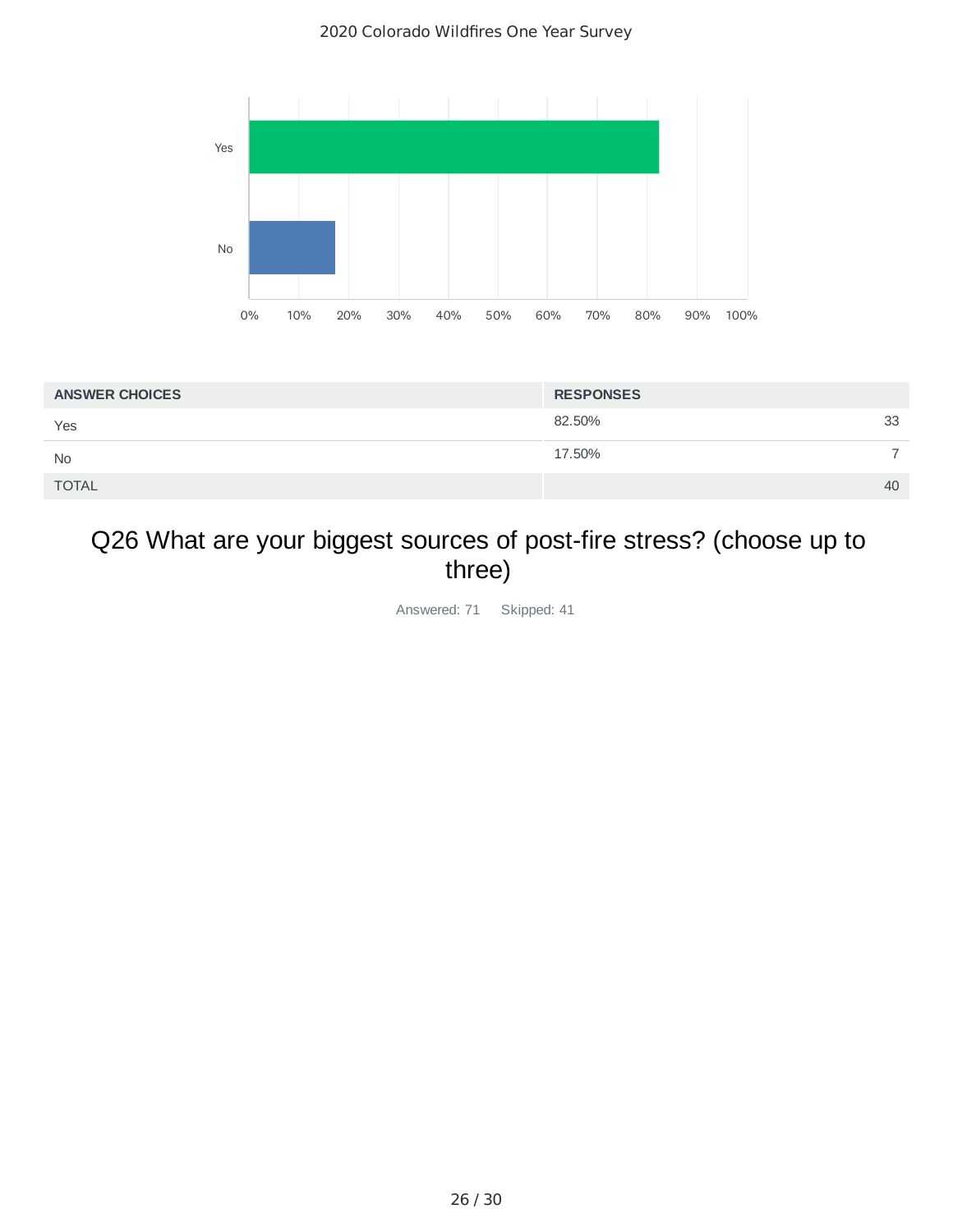| ANSWER CHOICES | RESPONSES | |
|---|---|---|
| Yes | 82.50% | 33 |
| No | 17.50% | 7 |
| TOTAL | | 40 |

## Q26 What are your biggest sources of post-fire stress? (choose up to three)

Answered: 71 Skipped: 41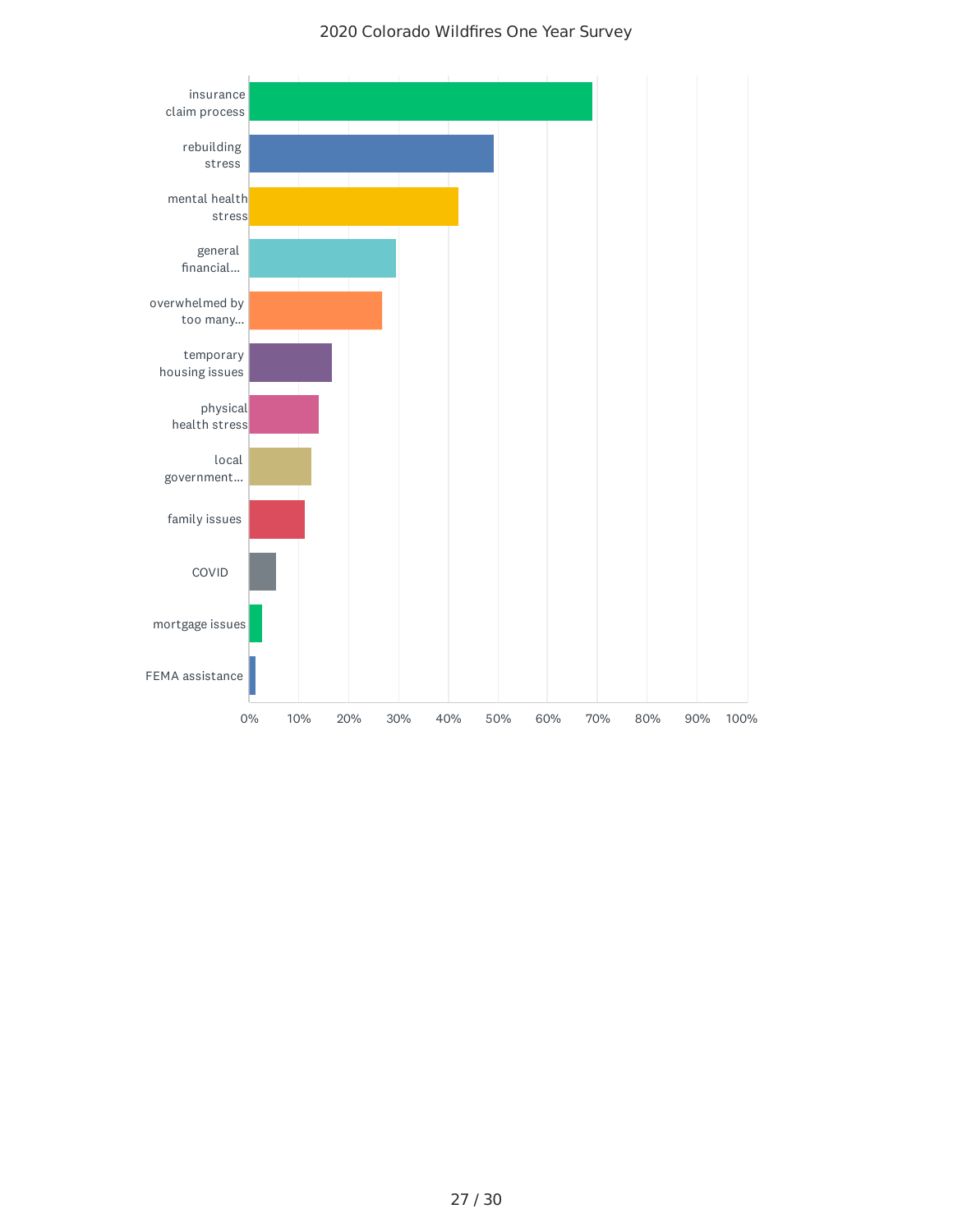## 2020 Colorado Wildfires One Year Survey

| Category | Approximate % |
| --- | --- |
| insurance claim process | ~69% |
| rebuilding stress | ~49% |
| mental health stress | ~42% |
| general financial... | ~30% |
| overwhelmed by too many... | ~27% |
| temporary housing issues | ~17% |
| physical health stress | ~14% |
| local government... | ~13% |
| family issues | ~11% |
| COVID | ~5% |
| mortgage issues | ~3% |
| FEMA assistance | ~1% |

0% 10% 20% 30% 40% 50% 60% 70% 80% 90% 100%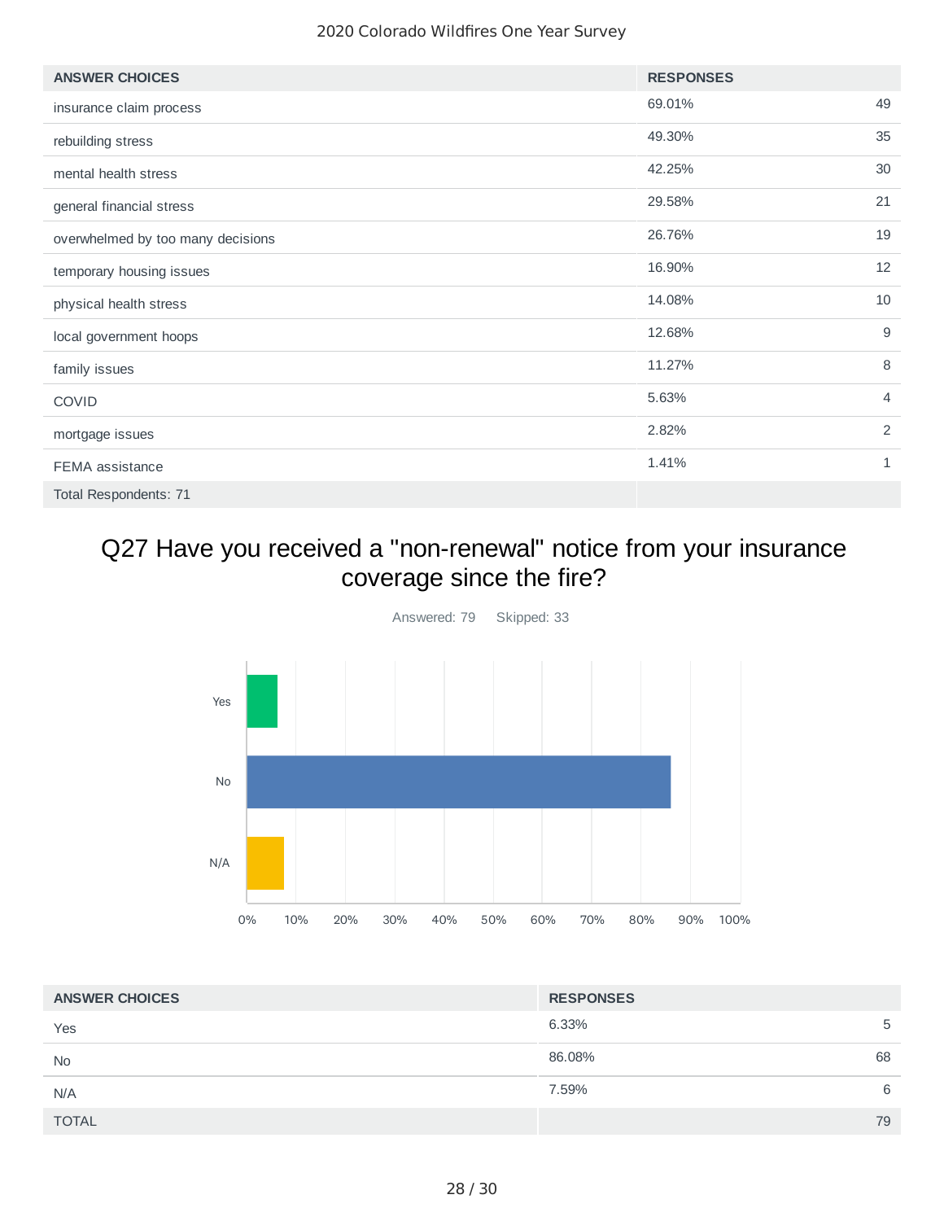| ANSWER CHOICES | RESPONSES | |
|---|---|---|
| insurance claim process | 69.01% | 49 |
| rebuilding stress | 49.30% | 35 |
| mental health stress | 42.25% | 30 |
| general financial stress | 29.58% | 21 |
| overwhelmed by too many decisions | 26.76% | 19 |
| temporary housing issues | 16.90% | 12 |
| physical health stress | 14.08% | 10 |
| local government hoops | 12.68% | 9 |
| family issues | 11.27% | 8 |
| COVID | 5.63% | 4 |
| mortgage issues | 2.82% | 2 |
| FEMA assistance | 1.41% | 1 |
| Total Respondents: 71 | | |

## Q27 Have you received a "non-renewal" notice from your insurance coverage since the fire?

Answered: 79 Skipped: 33

| ANSWER CHOICES | RESPONSES | |
|---|---|---|
| Yes | 6.33% | 5 |
| No | 86.08% | 68 |
| N/A | 7.59% | 6 |
| TOTAL | | 79 |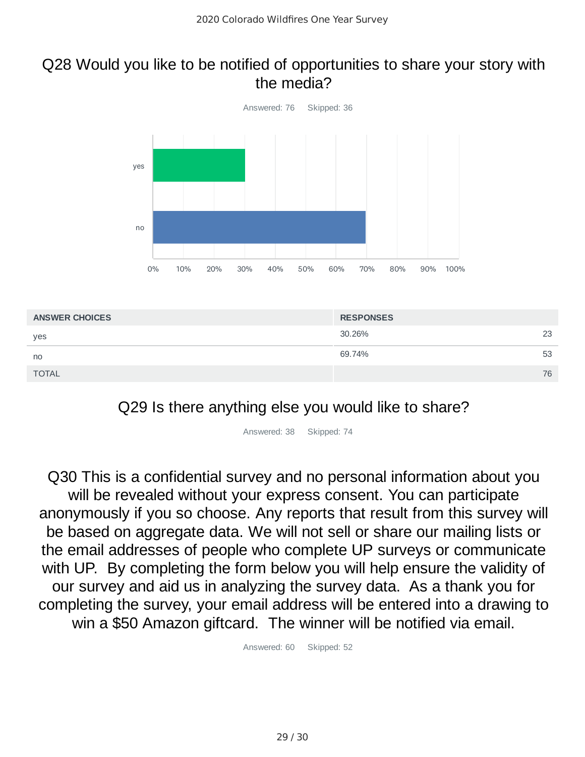## Q28 Would you like to be notified of opportunities to share your story with the media?

Answered: 76 Skipped: 36

| ANSWER CHOICES | RESPONSES | |
|---|---|---|
| yes | 30.26% | 23 |
| no | 69.74% | 53 |
| TOTAL | | 76 |

## Q29 Is there anything else you would like to share?

Answered: 38 Skipped: 74

## Q30 This is a confidential survey and no personal information about you will be revealed without your express consent. You can participate anonymously if you so choose. Any reports that result from this survey will be based on aggregate data. We will not sell or share our mailing lists or the email addresses of people who complete UP surveys or communicate with UP. By completing the form below you will help ensure the validity of our survey and aid us in analyzing the survey data. As a thank you for completing the survey, your email address will be entered into a drawing to win a $50 Amazon giftcard. The winner will be notified via email.

Answered: 60 Skipped: 52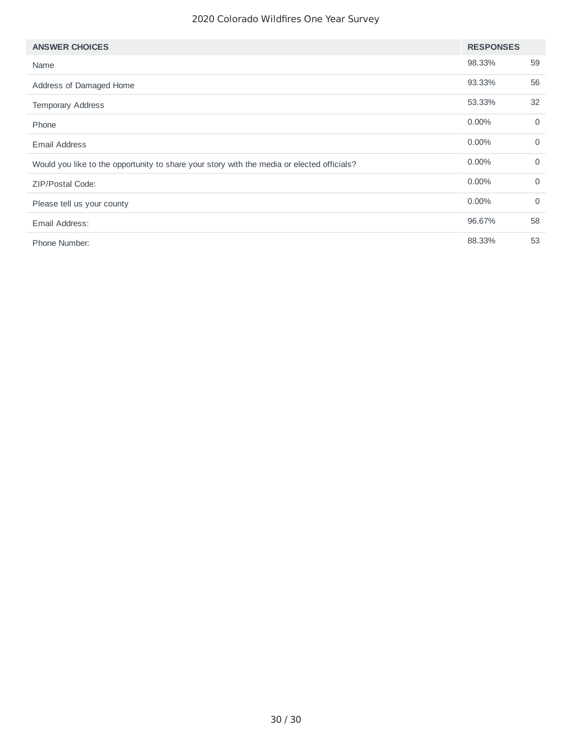| ANSWER CHOICES | RESPONSES | |
|---|---|---|
| Name | 98.33% | 59 |
| Address of Damaged Home | 93.33% | 56 |
| Temporary Address | 53.33% | 32 |
| Phone | 0.00% | 0 |
| Email Address | 0.00% | 0 |
| Would you like to the opportunity to share your story with the media or elected officials? | 0.00% | 0 |
| ZIP/Postal Code: | 0.00% | 0 |
| Please tell us your county | 0.00% | 0 |
| Email Address: | 96.67% | 58 |
| Phone Number: | 88.33% | 53 |